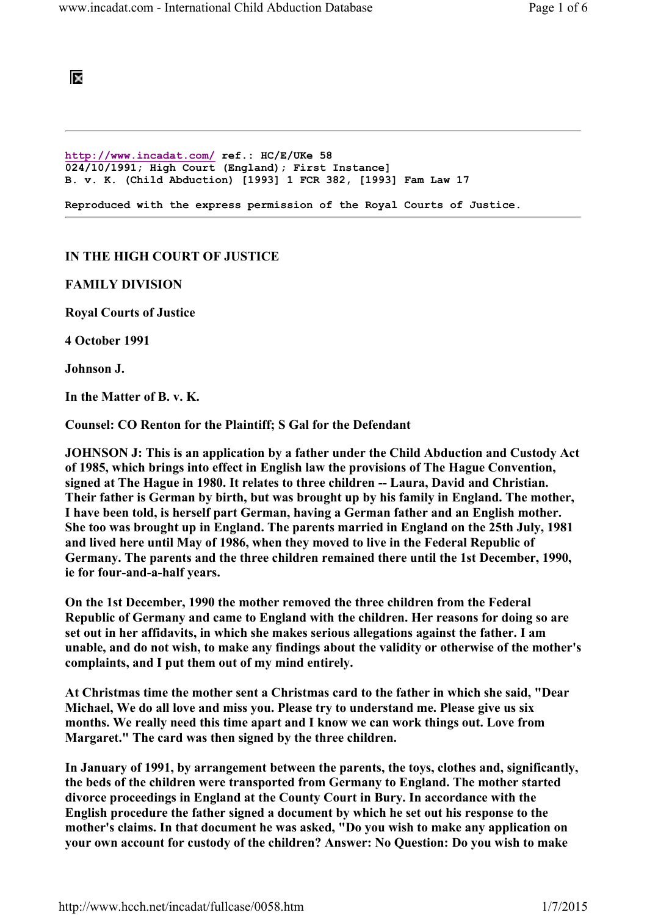http://www.incadat.com/ ref.: HC/E/UKe 58
024/10/1991; High Court (England); First Instance]
B. v. K. (Child Abduction) [1993] 1 FCR 382, [1993] Fam Law 17

Reproduced with the express permission of the Royal Courts of Justice.

---

**IN THE HIGH COURT OF JUSTICE**

**FAMILY DIVISION**

**Royal Courts of Justice**

**4 October 1991**

**Johnson J.**

**In the Matter of B. v. K.**

**Counsel: CO Renton for the Plaintiff; S Gal for the Defendant**

**JOHNSON J: This is an application by a father under the Child Abduction and Custody Act of 1985, which brings into effect in English law the provisions of The Hague Convention, signed at The Hague in 1980. It relates to three children -- Laura, David and Christian. Their father is German by birth, but was brought up by his family in England. The mother, I have been told, is herself part German, having a German father and an English mother. She too was brought up in England. The parents married in England on the 25th July, 1981 and lived here until May of 1986, when they moved to live in the Federal Republic of Germany. The parents and the three children remained there until the 1st December, 1990, ie for four-and-a-half years.**

**On the 1st December, 1990 the mother removed the three children from the Federal Republic of Germany and came to England with the children. Her reasons for doing so are set out in her affidavits, in which she makes serious allegations against the father. I am unable, and do not wish, to make any findings about the validity or otherwise of the mother's complaints, and I put them out of my mind entirely.**

**At Christmas time the mother sent a Christmas card to the father in which she said, "Dear Michael, We do all love and miss you. Please try to understand me. Please give us six months. We really need this time apart and I know we can work things out. Love from Margaret." The card was then signed by the three children.**

**In January of 1991, by arrangement between the parents, the toys, clothes and, significantly, the beds of the children were transported from Germany to England. The mother started divorce proceedings in England at the County Court in Bury. In accordance with the English procedure the father signed a document by which he set out his response to the mother's claims. In that document he was asked, "Do you wish to make any application on your own account for custody of the children? Answer: No Question: Do you wish to make**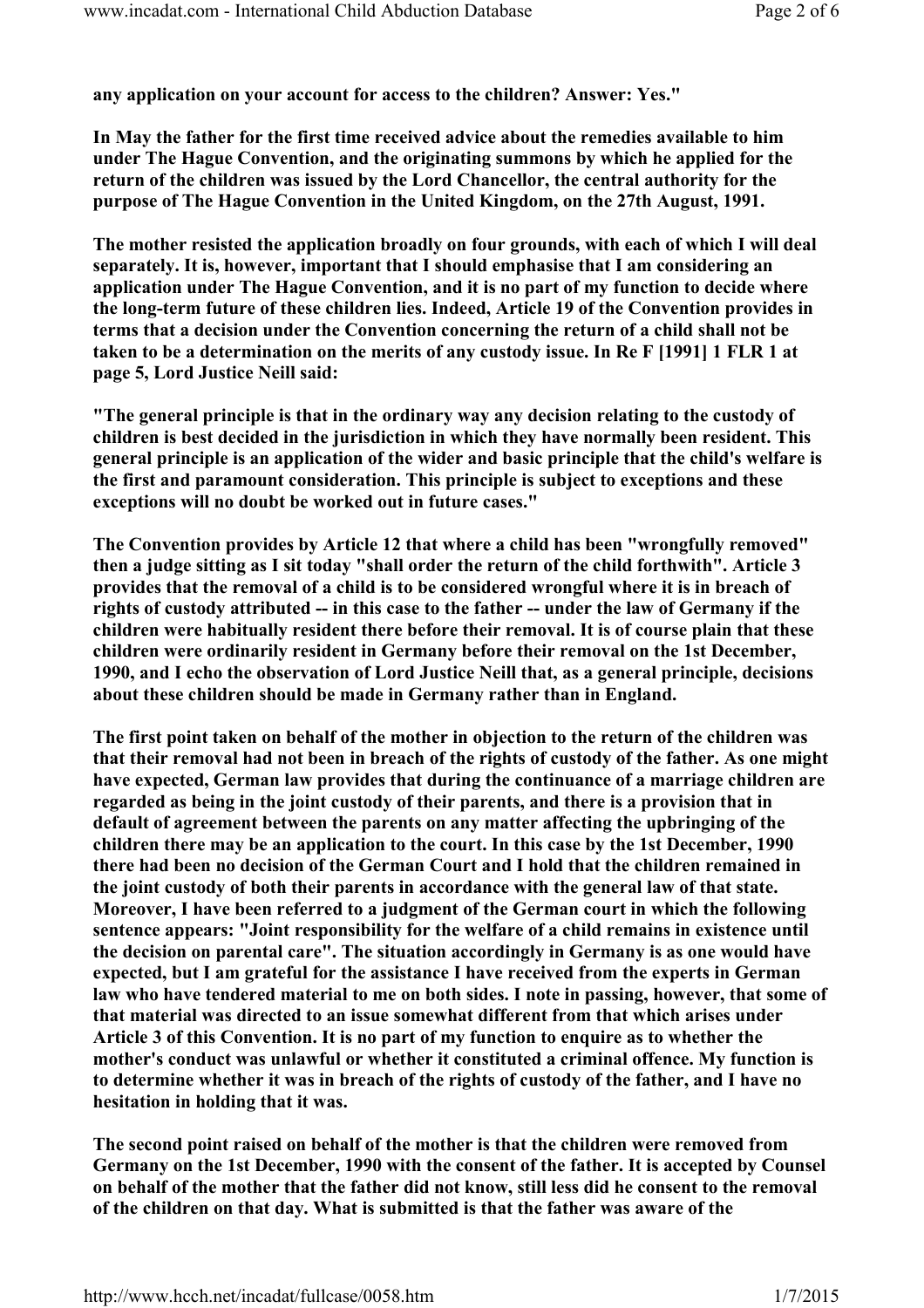**any application on your account for access to the children? Answer: Yes."**

**In May the father for the first time received advice about the remedies available to him under The Hague Convention, and the originating summons by which he applied for the return of the children was issued by the Lord Chancellor, the central authority for the purpose of The Hague Convention in the United Kingdom, on the 27th August, 1991.**

**The mother resisted the application broadly on four grounds, with each of which I will deal separately. It is, however, important that I should emphasise that I am considering an application under The Hague Convention, and it is no part of my function to decide where the long-term future of these children lies. Indeed, Article 19 of the Convention provides in terms that a decision under the Convention concerning the return of a child shall not be taken to be a determination on the merits of any custody issue. In Re F [1991] 1 FLR 1 at page 5, Lord Justice Neill said:**

**"The general principle is that in the ordinary way any decision relating to the custody of children is best decided in the jurisdiction in which they have normally been resident. This general principle is an application of the wider and basic principle that the child's welfare is the first and paramount consideration. This principle is subject to exceptions and these exceptions will no doubt be worked out in future cases."**

**The Convention provides by Article 12 that where a child has been "wrongfully removed" then a judge sitting as I sit today "shall order the return of the child forthwith". Article 3 provides that the removal of a child is to be considered wrongful where it is in breach of rights of custody attributed -- in this case to the father -- under the law of Germany if the children were habitually resident there before their removal. It is of course plain that these children were ordinarily resident in Germany before their removal on the 1st December, 1990, and I echo the observation of Lord Justice Neill that, as a general principle, decisions about these children should be made in Germany rather than in England.**

**The first point taken on behalf of the mother in objection to the return of the children was that their removal had not been in breach of the rights of custody of the father. As one might have expected, German law provides that during the continuance of a marriage children are regarded as being in the joint custody of their parents, and there is a provision that in default of agreement between the parents on any matter affecting the upbringing of the children there may be an application to the court. In this case by the 1st December, 1990 there had been no decision of the German Court and I hold that the children remained in the joint custody of both their parents in accordance with the general law of that state. Moreover, I have been referred to a judgment of the German court in which the following sentence appears: "Joint responsibility for the welfare of a child remains in existence until the decision on parental care". The situation accordingly in Germany is as one would have expected, but I am grateful for the assistance I have received from the experts in German law who have tendered material to me on both sides. I note in passing, however, that some of that material was directed to an issue somewhat different from that which arises under Article 3 of this Convention. It is no part of my function to enquire as to whether the mother's conduct was unlawful or whether it constituted a criminal offence. My function is to determine whether it was in breach of the rights of custody of the father, and I have no hesitation in holding that it was.**

**The second point raised on behalf of the mother is that the children were removed from Germany on the 1st December, 1990 with the consent of the father. It is accepted by Counsel on behalf of the mother that the father did not know, still less did he consent to the removal of the children on that day. What is submitted is that the father was aware of the**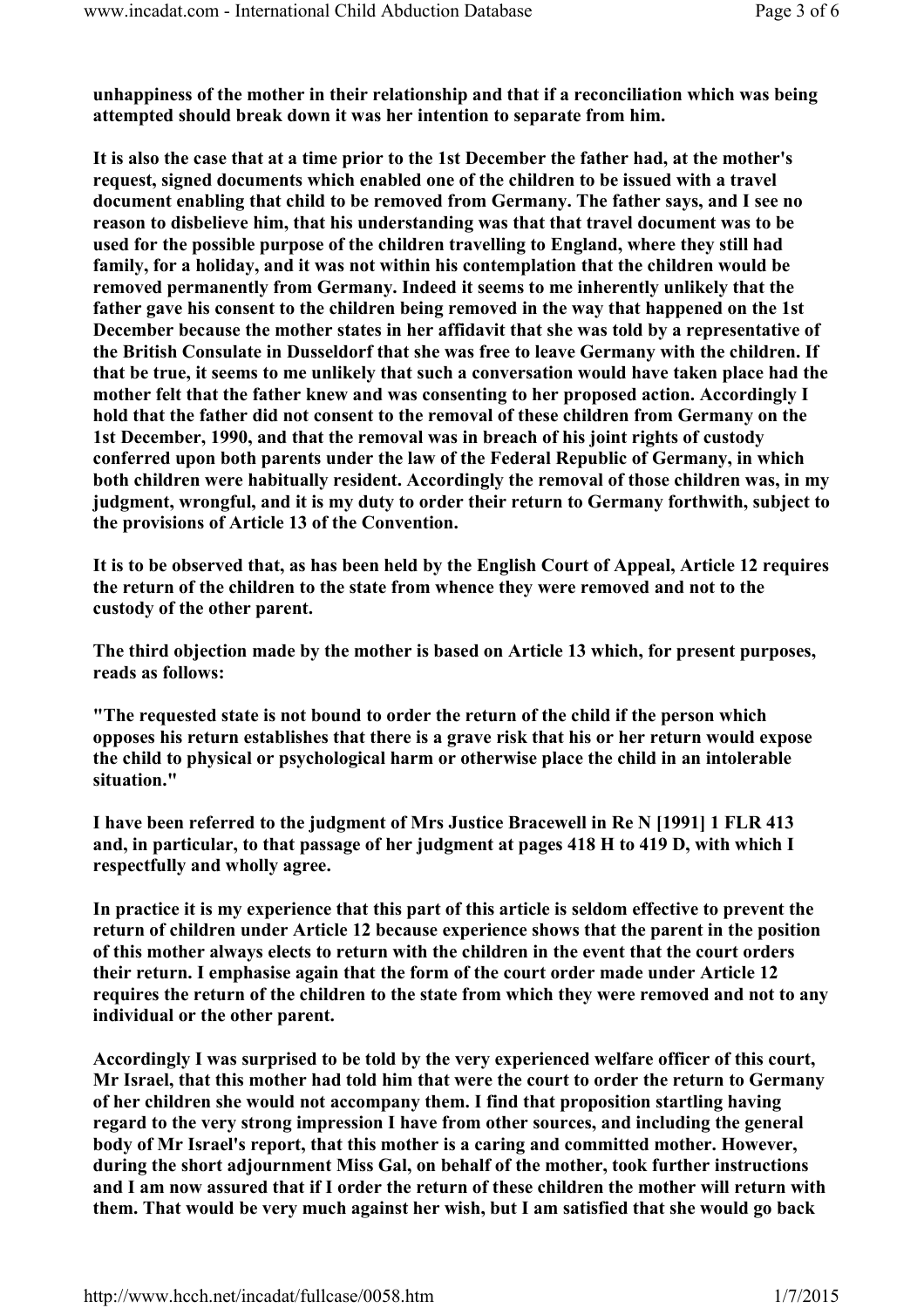**unhappiness of the mother in their relationship and that if a reconciliation which was being attempted should break down it was her intention to separate from him.**

**It is also the case that at a time prior to the 1st December the father had, at the mother's request, signed documents which enabled one of the children to be issued with a travel document enabling that child to be removed from Germany. The father says, and I see no reason to disbelieve him, that his understanding was that that travel document was to be used for the possible purpose of the children travelling to England, where they still had family, for a holiday, and it was not within his contemplation that the children would be removed permanently from Germany. Indeed it seems to me inherently unlikely that the father gave his consent to the children being removed in the way that happened on the 1st December because the mother states in her affidavit that she was told by a representative of the British Consulate in Dusseldorf that she was free to leave Germany with the children. If that be true, it seems to me unlikely that such a conversation would have taken place had the mother felt that the father knew and was consenting to her proposed action. Accordingly I hold that the father did not consent to the removal of these children from Germany on the 1st December, 1990, and that the removal was in breach of his joint rights of custody conferred upon both parents under the law of the Federal Republic of Germany, in which both children were habitually resident. Accordingly the removal of those children was, in my judgment, wrongful, and it is my duty to order their return to Germany forthwith, subject to the provisions of Article 13 of the Convention.**

**It is to be observed that, as has been held by the English Court of Appeal, Article 12 requires the return of the children to the state from whence they were removed and not to the custody of the other parent.**

**The third objection made by the mother is based on Article 13 which, for present purposes, reads as follows:**

**"The requested state is not bound to order the return of the child if the person which opposes his return establishes that there is a grave risk that his or her return would expose the child to physical or psychological harm or otherwise place the child in an intolerable situation."**

**I have been referred to the judgment of Mrs Justice Bracewell in Re N [1991] 1 FLR 413 and, in particular, to that passage of her judgment at pages 418 H to 419 D, with which I respectfully and wholly agree.**

**In practice it is my experience that this part of this article is seldom effective to prevent the return of children under Article 12 because experience shows that the parent in the position of this mother always elects to return with the children in the event that the court orders their return. I emphasise again that the form of the court order made under Article 12 requires the return of the children to the state from which they were removed and not to any individual or the other parent.**

**Accordingly I was surprised to be told by the very experienced welfare officer of this court, Mr Israel, that this mother had told him that were the court to order the return to Germany of her children she would not accompany them. I find that proposition startling having regard to the very strong impression I have from other sources, and including the general body of Mr Israel's report, that this mother is a caring and committed mother. However, during the short adjournment Miss Gal, on behalf of the mother, took further instructions and I am now assured that if I order the return of these children the mother will return with them. That would be very much against her wish, but I am satisfied that she would go back**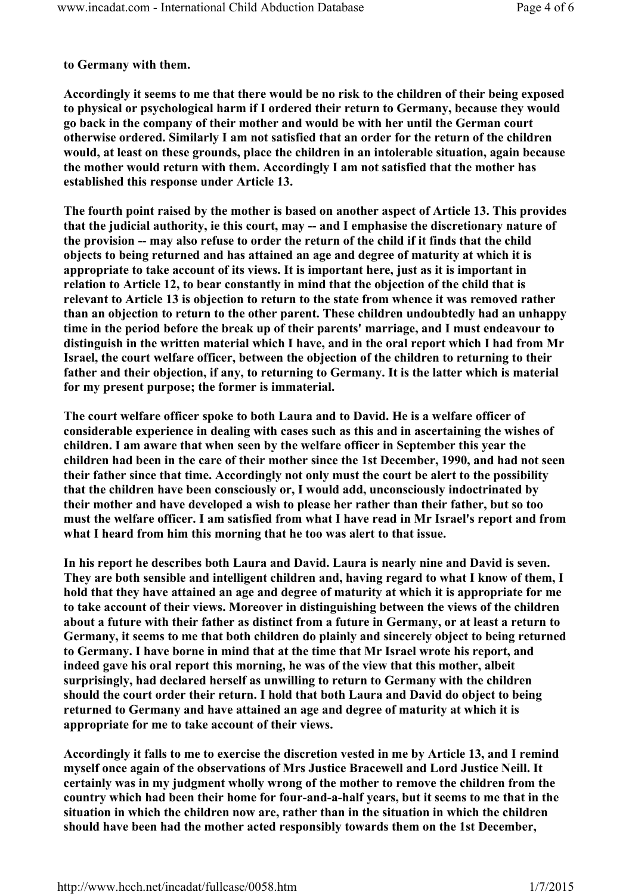**to Germany with them.**

**Accordingly it seems to me that there would be no risk to the children of their being exposed to physical or psychological harm if I ordered their return to Germany, because they would go back in the company of their mother and would be with her until the German court otherwise ordered. Similarly I am not satisfied that an order for the return of the children would, at least on these grounds, place the children in an intolerable situation, again because the mother would return with them. Accordingly I am not satisfied that the mother has established this response under Article 13.**

**The fourth point raised by the mother is based on another aspect of Article 13. This provides that the judicial authority, ie this court, may -- and I emphasise the discretionary nature of the provision -- may also refuse to order the return of the child if it finds that the child objects to being returned and has attained an age and degree of maturity at which it is appropriate to take account of its views. It is important here, just as it is important in relation to Article 12, to bear constantly in mind that the objection of the child that is relevant to Article 13 is objection to return to the state from whence it was removed rather than an objection to return to the other parent. These children undoubtedly had an unhappy time in the period before the break up of their parents' marriage, and I must endeavour to distinguish in the written material which I have, and in the oral report which I had from Mr Israel, the court welfare officer, between the objection of the children to returning to their father and their objection, if any, to returning to Germany. It is the latter which is material for my present purpose; the former is immaterial.**

**The court welfare officer spoke to both Laura and to David. He is a welfare officer of considerable experience in dealing with cases such as this and in ascertaining the wishes of children. I am aware that when seen by the welfare officer in September this year the children had been in the care of their mother since the 1st December, 1990, and had not seen their father since that time. Accordingly not only must the court be alert to the possibility that the children have been consciously or, I would add, unconsciously indoctrinated by their mother and have developed a wish to please her rather than their father, but so too must the welfare officer. I am satisfied from what I have read in Mr Israel's report and from what I heard from him this morning that he too was alert to that issue.**

**In his report he describes both Laura and David. Laura is nearly nine and David is seven. They are both sensible and intelligent children and, having regard to what I know of them, I hold that they have attained an age and degree of maturity at which it is appropriate for me to take account of their views. Moreover in distinguishing between the views of the children about a future with their father as distinct from a future in Germany, or at least a return to Germany, it seems to me that both children do plainly and sincerely object to being returned to Germany. I have borne in mind that at the time that Mr Israel wrote his report, and indeed gave his oral report this morning, he was of the view that this mother, albeit surprisingly, had declared herself as unwilling to return to Germany with the children should the court order their return. I hold that both Laura and David do object to being returned to Germany and have attained an age and degree of maturity at which it is appropriate for me to take account of their views.**

**Accordingly it falls to me to exercise the discretion vested in me by Article 13, and I remind myself once again of the observations of Mrs Justice Bracewell and Lord Justice Neill. It certainly was in my judgment wholly wrong of the mother to remove the children from the country which had been their home for four-and-a-half years, but it seems to me that in the situation in which the children now are, rather than in the situation in which the children should have been had the mother acted responsibly towards them on the 1st December,**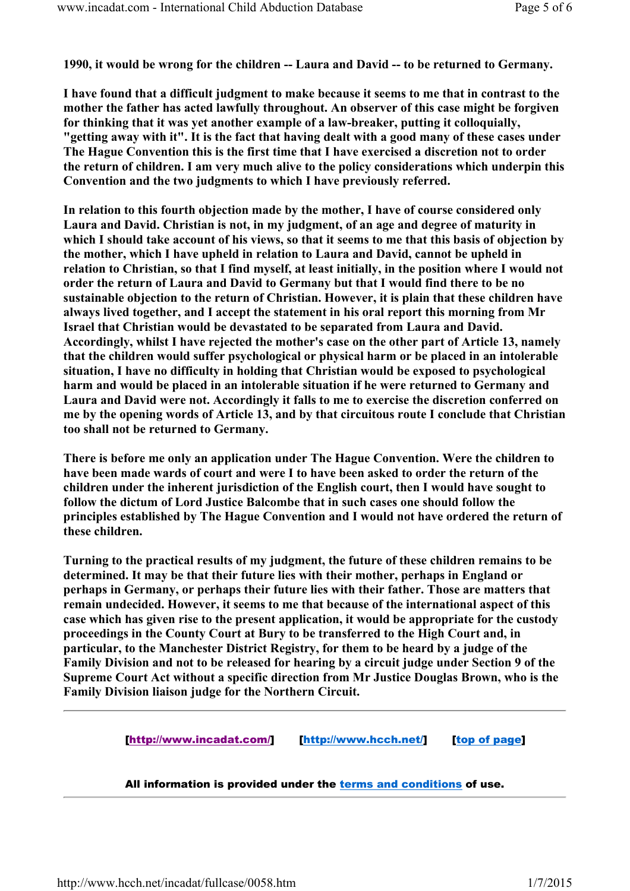**1990, it would be wrong for the children -- Laura and David -- to be returned to Germany.**

**I have found that a difficult judgment to make because it seems to me that in contrast to the mother the father has acted lawfully throughout. An observer of this case might be forgiven for thinking that it was yet another example of a law-breaker, putting it colloquially, "getting away with it". It is the fact that having dealt with a good many of these cases under The Hague Convention this is the first time that I have exercised a discretion not to order the return of children. I am very much alive to the policy considerations which underpin this Convention and the two judgments to which I have previously referred.**

**In relation to this fourth objection made by the mother, I have of course considered only Laura and David. Christian is not, in my judgment, of an age and degree of maturity in which I should take account of his views, so that it seems to me that this basis of objection by the mother, which I have upheld in relation to Laura and David, cannot be upheld in relation to Christian, so that I find myself, at least initially, in the position where I would not order the return of Laura and David to Germany but that I would find there to be no sustainable objection to the return of Christian. However, it is plain that these children have always lived together, and I accept the statement in his oral report this morning from Mr Israel that Christian would be devastated to be separated from Laura and David. Accordingly, whilst I have rejected the mother's case on the other part of Article 13, namely that the children would suffer psychological or physical harm or be placed in an intolerable situation, I have no difficulty in holding that Christian would be exposed to psychological harm and would be placed in an intolerable situation if he were returned to Germany and Laura and David were not. Accordingly it falls to me to exercise the discretion conferred on me by the opening words of Article 13, and by that circuitous route I conclude that Christian too shall not be returned to Germany.**

**There is before me only an application under The Hague Convention. Were the children to have been made wards of court and were I to have been asked to order the return of the children under the inherent jurisdiction of the English court, then I would have sought to follow the dictum of Lord Justice Balcombe that in such cases one should follow the principles established by The Hague Convention and I would not have ordered the return of these children.**

**Turning to the practical results of my judgment, the future of these children remains to be determined. It may be that their future lies with their mother, perhaps in England or perhaps in Germany, or perhaps their future lies with their father. Those are matters that remain undecided. However, it seems to me that because of the international aspect of this case which has given rise to the present application, it would be appropriate for the custody proceedings in the County Court at Bury to be transferred to the High Court and, in particular, to the Manchester District Registry, for them to be heard by a judge of the Family Division and not to be released for hearing by a circuit judge under Section 9 of the Supreme Court Act without a specific direction from Mr Justice Douglas Brown, who is the Family Division liaison judge for the Northern Circuit.**

---

[http://www.incadat.com/] [http://www.hcch.net/] [top of page]

**All information is provided under the terms and conditions of use.**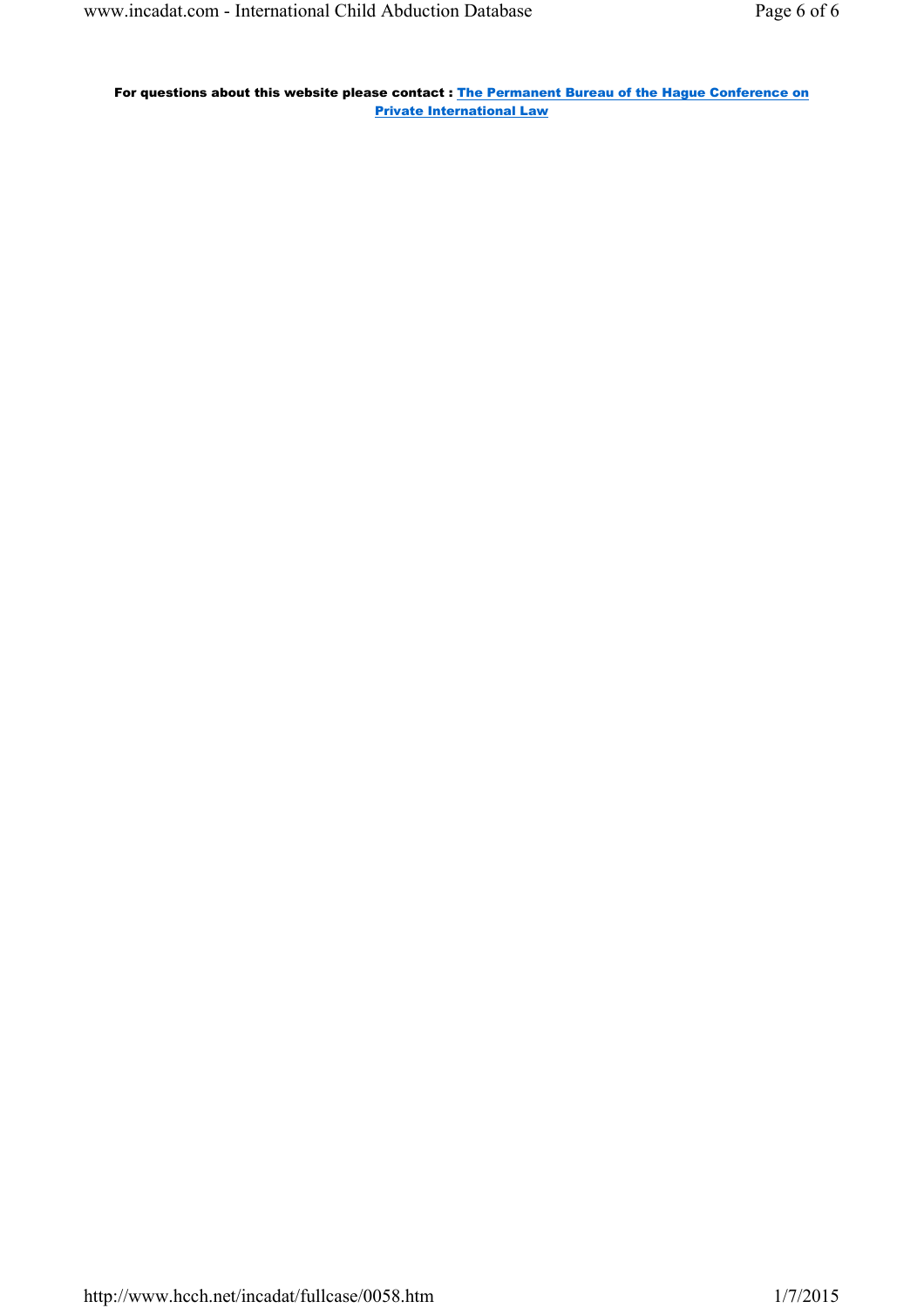**For questions about this website please contact : The Permanent Bureau of the Hague Conference on Private International Law**